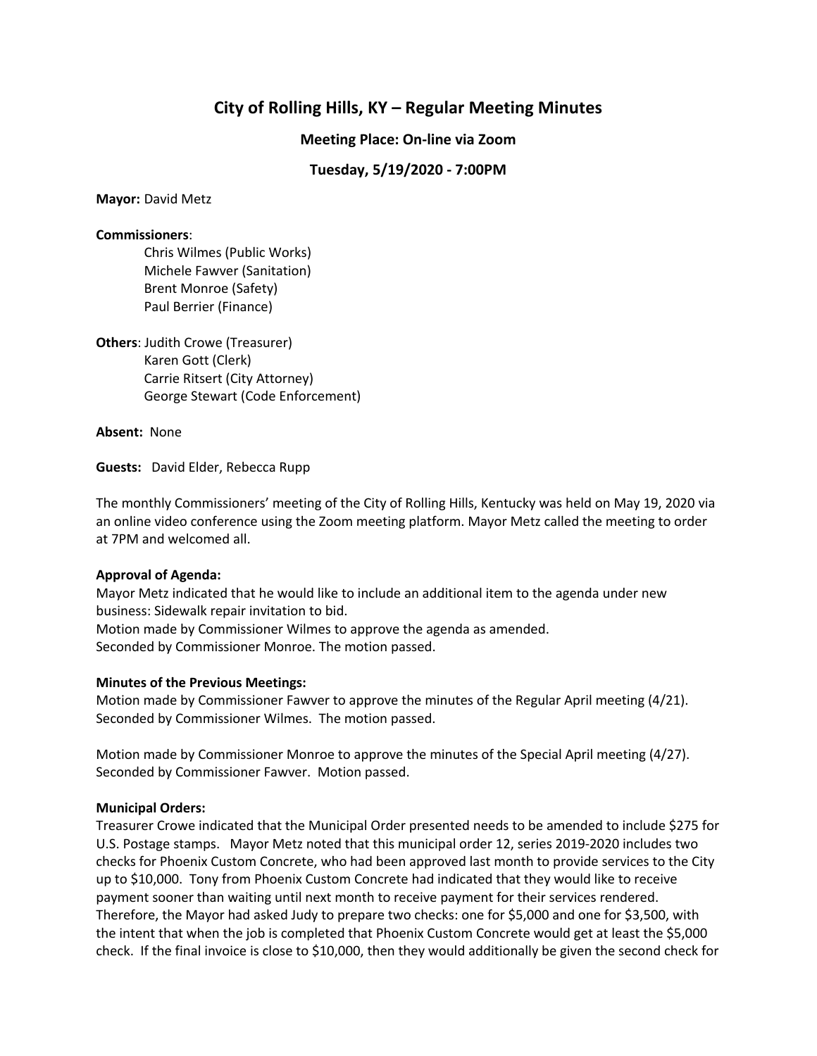# City of Rolling Hills, KY – Regular Meeting Minutes

### Meeting Place: On-line via Zoom

### Tuesday, 5/19/2020 - 7:00PM

**Mayor:** David Metz

**Commissioners**:

Chris Wilmes (Public Works)
Michele Fawver (Sanitation)
Brent Monroe (Safety)
Paul Berrier (Finance)

**Others**: Judith Crowe (Treasurer)
Karen Gott (Clerk)
Carrie Ritsert (City Attorney)
George Stewart (Code Enforcement)

**Absent:** None

**Guests:** David Elder, Rebecca Rupp

The monthly Commissioners' meeting of the City of Rolling Hills, Kentucky was held on May 19, 2020 via an online video conference using the Zoom meeting platform. Mayor Metz called the meeting to order at 7PM and welcomed all.

**Approval of Agenda:**
Mayor Metz indicated that he would like to include an additional item to the agenda under new business: Sidewalk repair invitation to bid.
Motion made by Commissioner Wilmes to approve the agenda as amended.
Seconded by Commissioner Monroe. The motion passed.

**Minutes of the Previous Meetings:**
Motion made by Commissioner Fawver to approve the minutes of the Regular April meeting (4/21).
Seconded by Commissioner Wilmes. The motion passed.

Motion made by Commissioner Monroe to approve the minutes of the Special April meeting (4/27).
Seconded by Commissioner Fawver. Motion passed.

**Municipal Orders:**
Treasurer Crowe indicated that the Municipal Order presented needs to be amended to include $275 for U.S. Postage stamps. Mayor Metz noted that this municipal order 12, series 2019-2020 includes two checks for Phoenix Custom Concrete, who had been approved last month to provide services to the City up to $10,000. Tony from Phoenix Custom Concrete had indicated that they would like to receive payment sooner than waiting until next month to receive payment for their services rendered. Therefore, the Mayor had asked Judy to prepare two checks: one for $5,000 and one for $3,500, with the intent that when the job is completed that Phoenix Custom Concrete would get at least the $5,000 check. If the final invoice is close to $10,000, then they would additionally be given the second check for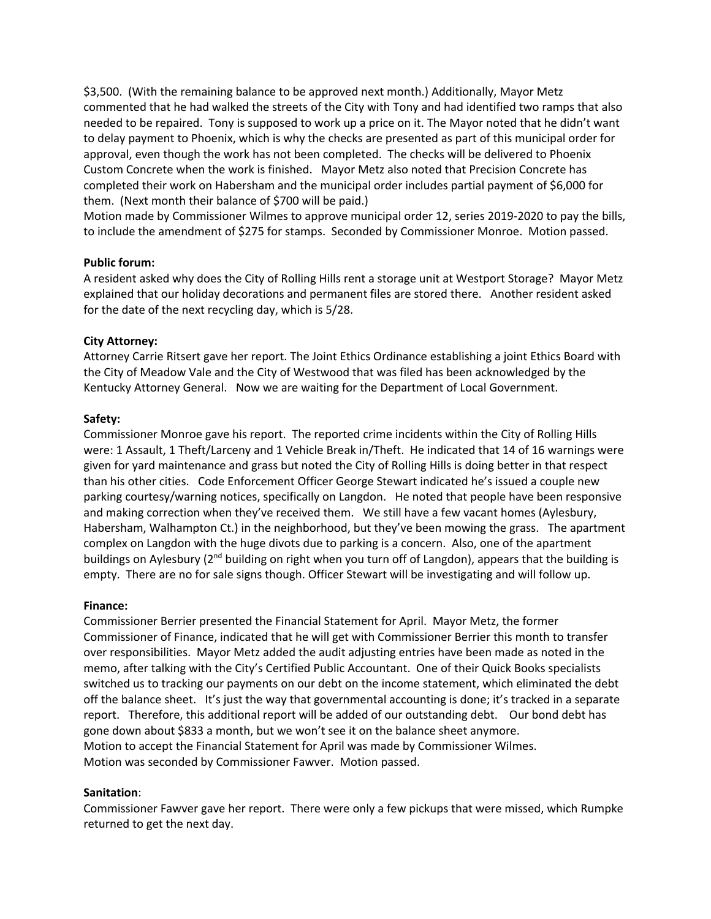$3,500. (With the remaining balance to be approved next month.) Additionally, Mayor Metz commented that he had walked the streets of the City with Tony and had identified two ramps that also needed to be repaired. Tony is supposed to work up a price on it. The Mayor noted that he didn't want to delay payment to Phoenix, which is why the checks are presented as part of this municipal order for approval, even though the work has not been completed. The checks will be delivered to Phoenix Custom Concrete when the work is finished. Mayor Metz also noted that Precision Concrete has completed their work on Habersham and the municipal order includes partial payment of $6,000 for them. (Next month their balance of $700 will be paid.)
Motion made by Commissioner Wilmes to approve municipal order 12, series 2019-2020 to pay the bills, to include the amendment of $275 for stamps. Seconded by Commissioner Monroe. Motion passed.

**Public forum:**
A resident asked why does the City of Rolling Hills rent a storage unit at Westport Storage? Mayor Metz explained that our holiday decorations and permanent files are stored there. Another resident asked for the date of the next recycling day, which is 5/28.

**City Attorney:**
Attorney Carrie Ritsert gave her report. The Joint Ethics Ordinance establishing a joint Ethics Board with the City of Meadow Vale and the City of Westwood that was filed has been acknowledged by the Kentucky Attorney General. Now we are waiting for the Department of Local Government.

**Safety:**
Commissioner Monroe gave his report. The reported crime incidents within the City of Rolling Hills were: 1 Assault, 1 Theft/Larceny and 1 Vehicle Break in/Theft. He indicated that 14 of 16 warnings were given for yard maintenance and grass but noted the City of Rolling Hills is doing better in that respect than his other cities. Code Enforcement Officer George Stewart indicated he's issued a couple new parking courtesy/warning notices, specifically on Langdon. He noted that people have been responsive and making correction when they've received them. We still have a few vacant homes (Aylesbury, Habersham, Walhampton Ct.) in the neighborhood, but they've been mowing the grass. The apartment complex on Langdon with the huge divots due to parking is a concern. Also, one of the apartment buildings on Aylesbury (2nd building on right when you turn off of Langdon), appears that the building is empty. There are no for sale signs though. Officer Stewart will be investigating and will follow up.

**Finance:**
Commissioner Berrier presented the Financial Statement for April. Mayor Metz, the former Commissioner of Finance, indicated that he will get with Commissioner Berrier this month to transfer over responsibilities. Mayor Metz added the audit adjusting entries have been made as noted in the memo, after talking with the City's Certified Public Accountant. One of their Quick Books specialists switched us to tracking our payments on our debt on the income statement, which eliminated the debt off the balance sheet. It's just the way that governmental accounting is done; it's tracked in a separate report. Therefore, this additional report will be added of our outstanding debt. Our bond debt has gone down about $833 a month, but we won't see it on the balance sheet anymore.
Motion to accept the Financial Statement for April was made by Commissioner Wilmes.
Motion was seconded by Commissioner Fawver. Motion passed.

**Sanitation**:
Commissioner Fawver gave her report. There were only a few pickups that were missed, which Rumpke returned to get the next day.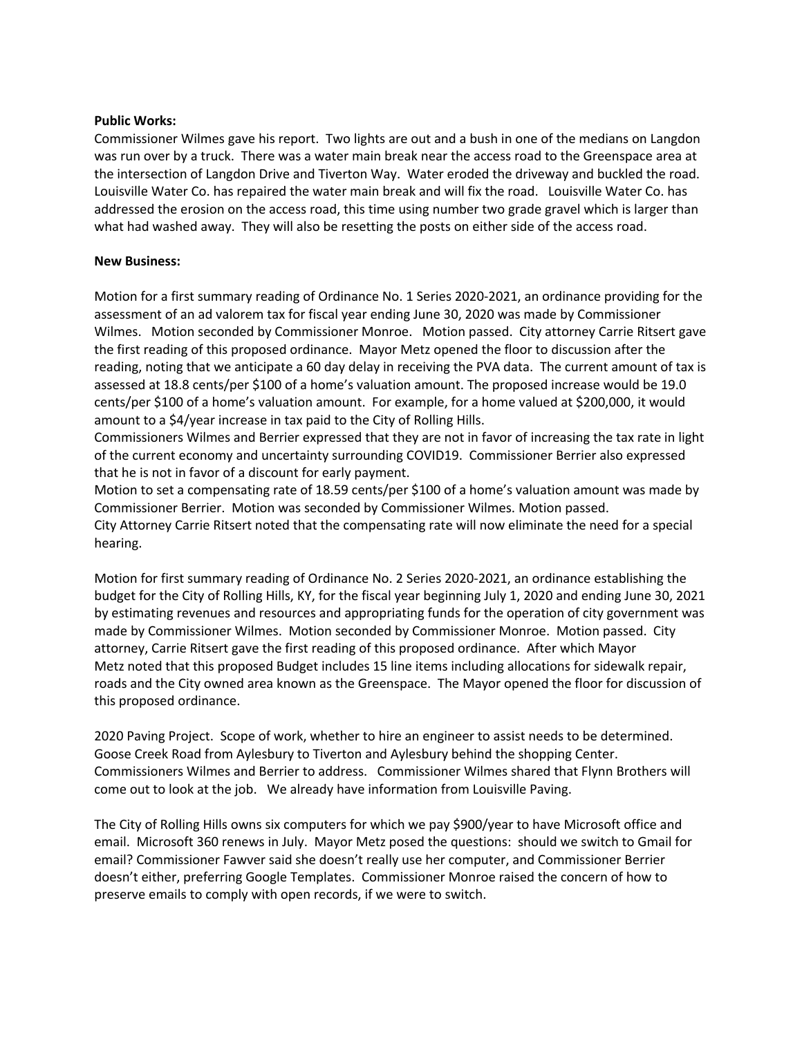**Public Works:**
Commissioner Wilmes gave his report. Two lights are out and a bush in one of the medians on Langdon was run over by a truck. There was a water main break near the access road to the Greenspace area at the intersection of Langdon Drive and Tiverton Way. Water eroded the driveway and buckled the road. Louisville Water Co. has repaired the water main break and will fix the road. Louisville Water Co. has addressed the erosion on the access road, this time using number two grade gravel which is larger than what had washed away. They will also be resetting the posts on either side of the access road.

**New Business:**

Motion for a first summary reading of Ordinance No. 1 Series 2020-2021, an ordinance providing for the assessment of an ad valorem tax for fiscal year ending June 30, 2020 was made by Commissioner Wilmes. Motion seconded by Commissioner Monroe. Motion passed. City attorney Carrie Ritsert gave the first reading of this proposed ordinance. Mayor Metz opened the floor to discussion after the reading, noting that we anticipate a 60 day delay in receiving the PVA data. The current amount of tax is assessed at 18.8 cents/per $100 of a home's valuation amount. The proposed increase would be 19.0 cents/per $100 of a home's valuation amount. For example, for a home valued at $200,000, it would amount to a $4/year increase in tax paid to the City of Rolling Hills.
Commissioners Wilmes and Berrier expressed that they are not in favor of increasing the tax rate in light of the current economy and uncertainty surrounding COVID19. Commissioner Berrier also expressed that he is not in favor of a discount for early payment.
Motion to set a compensating rate of 18.59 cents/per $100 of a home's valuation amount was made by Commissioner Berrier. Motion was seconded by Commissioner Wilmes. Motion passed.
City Attorney Carrie Ritsert noted that the compensating rate will now eliminate the need for a special hearing.

Motion for first summary reading of Ordinance No. 2 Series 2020-2021, an ordinance establishing the budget for the City of Rolling Hills, KY, for the fiscal year beginning July 1, 2020 and ending June 30, 2021 by estimating revenues and resources and appropriating funds for the operation of city government was made by Commissioner Wilmes. Motion seconded by Commissioner Monroe. Motion passed. City attorney, Carrie Ritsert gave the first reading of this proposed ordinance. After which Mayor Metz noted that this proposed Budget includes 15 line items including allocations for sidewalk repair, roads and the City owned area known as the Greenspace. The Mayor opened the floor for discussion of this proposed ordinance.

2020 Paving Project. Scope of work, whether to hire an engineer to assist needs to be determined. Goose Creek Road from Aylesbury to Tiverton and Aylesbury behind the shopping Center. Commissioners Wilmes and Berrier to address. Commissioner Wilmes shared that Flynn Brothers will come out to look at the job. We already have information from Louisville Paving.

The City of Rolling Hills owns six computers for which we pay $900/year to have Microsoft office and email. Microsoft 360 renews in July. Mayor Metz posed the questions: should we switch to Gmail for email? Commissioner Fawver said she doesn't really use her computer, and Commissioner Berrier doesn't either, preferring Google Templates. Commissioner Monroe raised the concern of how to preserve emails to comply with open records, if we were to switch.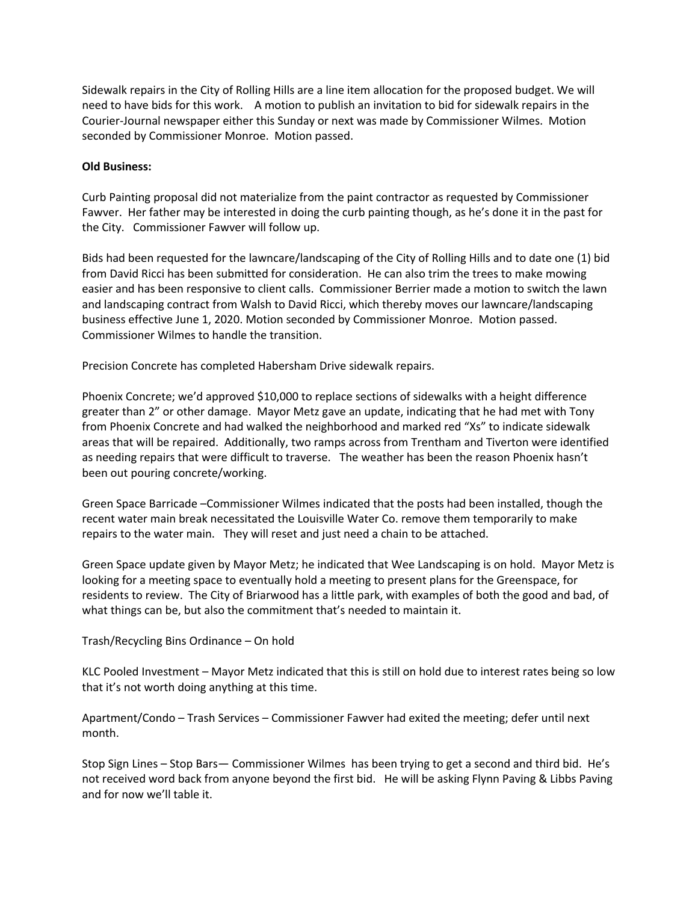Sidewalk repairs in the City of Rolling Hills are a line item allocation for the proposed budget. We will need to have bids for this work. A motion to publish an invitation to bid for sidewalk repairs in the Courier-Journal newspaper either this Sunday or next was made by Commissioner Wilmes. Motion seconded by Commissioner Monroe. Motion passed.

**Old Business:**

Curb Painting proposal did not materialize from the paint contractor as requested by Commissioner Fawver. Her father may be interested in doing the curb painting though, as he's done it in the past for the City. Commissioner Fawver will follow up.

Bids had been requested for the lawncare/landscaping of the City of Rolling Hills and to date one (1) bid from David Ricci has been submitted for consideration. He can also trim the trees to make mowing easier and has been responsive to client calls. Commissioner Berrier made a motion to switch the lawn and landscaping contract from Walsh to David Ricci, which thereby moves our lawncare/landscaping business effective June 1, 2020. Motion seconded by Commissioner Monroe. Motion passed. Commissioner Wilmes to handle the transition.

Precision Concrete has completed Habersham Drive sidewalk repairs.

Phoenix Concrete; we'd approved $10,000 to replace sections of sidewalks with a height difference greater than 2" or other damage. Mayor Metz gave an update, indicating that he had met with Tony from Phoenix Concrete and had walked the neighborhood and marked red "Xs" to indicate sidewalk areas that will be repaired. Additionally, two ramps across from Trentham and Tiverton were identified as needing repairs that were difficult to traverse. The weather has been the reason Phoenix hasn't been out pouring concrete/working.

Green Space Barricade –Commissioner Wilmes indicated that the posts had been installed, though the recent water main break necessitated the Louisville Water Co. remove them temporarily to make repairs to the water main. They will reset and just need a chain to be attached.

Green Space update given by Mayor Metz; he indicated that Wee Landscaping is on hold. Mayor Metz is looking for a meeting space to eventually hold a meeting to present plans for the Greenspace, for residents to review. The City of Briarwood has a little park, with examples of both the good and bad, of what things can be, but also the commitment that's needed to maintain it.

Trash/Recycling Bins Ordinance – On hold

KLC Pooled Investment – Mayor Metz indicated that this is still on hold due to interest rates being so low that it's not worth doing anything at this time.

Apartment/Condo – Trash Services – Commissioner Fawver had exited the meeting; defer until next month.

Stop Sign Lines – Stop Bars— Commissioner Wilmes has been trying to get a second and third bid. He's not received word back from anyone beyond the first bid. He will be asking Flynn Paving & Libbs Paving and for now we'll table it.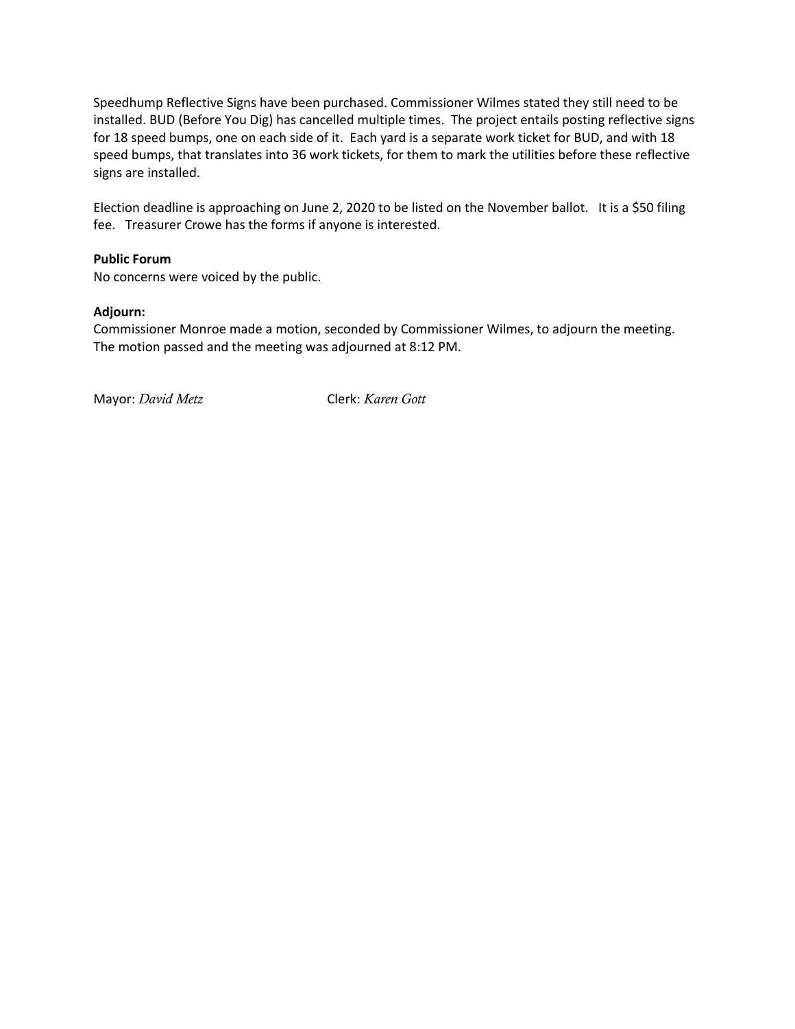Speedhump Reflective Signs have been purchased. Commissioner Wilmes stated they still need to be installed. BUD (Before You Dig) has cancelled multiple times. The project entails posting reflective signs for 18 speed bumps, one on each side of it. Each yard is a separate work ticket for BUD, and with 18 speed bumps, that translates into 36 work tickets, for them to mark the utilities before these reflective signs are installed.

Election deadline is approaching on June 2, 2020 to be listed on the November ballot. It is a $50 filing fee. Treasurer Crowe has the forms if anyone is interested.

**Public Forum**
No concerns were voiced by the public.

**Adjourn:**
Commissioner Monroe made a motion, seconded by Commissioner Wilmes, to adjourn the meeting. The motion passed and the meeting was adjourned at 8:12 PM.

Mayor: *David Metz* Clerk: *Karen Gott*